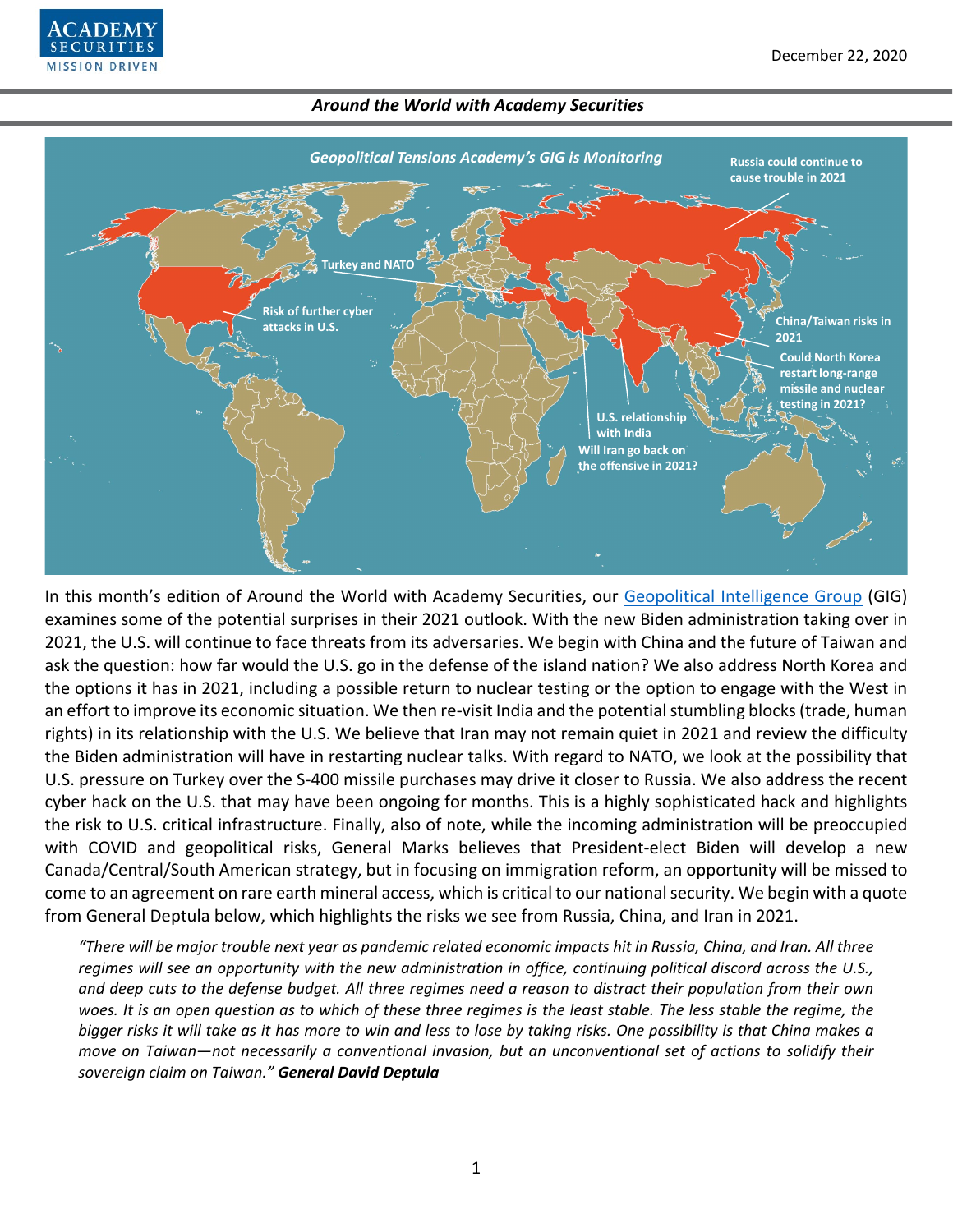December 22, 2020

## Around the World with Academy Securities

**Geopolitical Tensions Academy's GIG is Monitoring**

- Russia could continue to cause trouble in 2021
- Turkey and NATO
- Risk of further cyber attacks in U.S.
- China/Taiwan risks in 2021
- Could North Korea restart long-range missile and nuclear testing in 2021?
- U.S. relationship with India
- Will Iran go back on the offensive in 2021?

In this month's edition of Around the World with Academy Securities, our Geopolitical Intelligence Group (GIG) examines some of the potential surprises in their 2021 outlook. With the new Biden administration taking over in 2021, the U.S. will continue to face threats from its adversaries. We begin with China and the future of Taiwan and ask the question: how far would the U.S. go in the defense of the island nation? We also address North Korea and the options it has in 2021, including a possible return to nuclear testing or the option to engage with the West in an effort to improve its economic situation. We then re-visit India and the potential stumbling blocks (trade, human rights) in its relationship with the U.S. We believe that Iran may not remain quiet in 2021 and review the difficulty the Biden administration will have in restarting nuclear talks. With regard to NATO, we look at the possibility that U.S. pressure on Turkey over the S-400 missile purchases may drive it closer to Russia. We also address the recent cyber hack on the U.S. that may have been ongoing for months. This is a highly sophisticated hack and highlights the risk to U.S. critical infrastructure. Finally, also of note, while the incoming administration will be preoccupied with COVID and geopolitical risks, General Marks believes that President-elect Biden will develop a new Canada/Central/South American strategy, but in focusing on immigration reform, an opportunity will be missed to come to an agreement on rare earth mineral access, which is critical to our national security. We begin with a quote from General Deptula below, which highlights the risks we see from Russia, China, and Iran in 2021.

> *"There will be major trouble next year as pandemic related economic impacts hit in Russia, China, and Iran. All three regimes will see an opportunity with the new administration in office, continuing political discord across the U.S., and deep cuts to the defense budget. All three regimes need a reason to distract their population from their own woes. It is an open question as to which of these three regimes is the least stable. The less stable the regime, the bigger risks it will take as it has more to win and less to lose by taking risks. One possibility is that China makes a move on Taiwan—not necessarily a conventional invasion, but an unconventional set of actions to solidify their sovereign claim on Taiwan."* ***General David Deptula***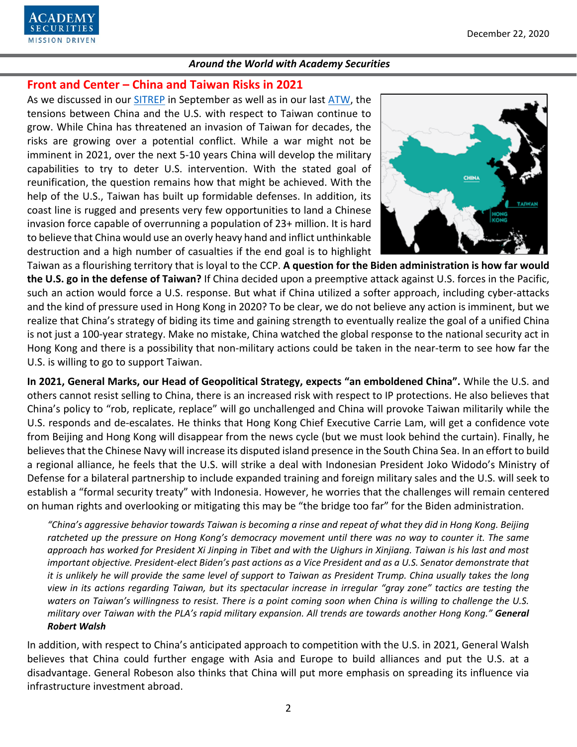## Front and Center – China and Taiwan Risks in 2021

As we discussed in our SITREP in September as well as in our last ATW, the tensions between China and the U.S. with respect to Taiwan continue to grow. While China has threatened an invasion of Taiwan for decades, the risks are growing over a potential conflict. While a war might not be imminent in 2021, over the next 5-10 years China will develop the military capabilities to try to deter U.S. intervention. With the stated goal of reunification, the question remains how that might be achieved. With the help of the U.S., Taiwan has built up formidable defenses. In addition, its coast line is rugged and presents very few opportunities to land a Chinese invasion force capable of overrunning a population of 23+ million. It is hard to believe that China would use an overly heavy hand and inflict unthinkable destruction and a high number of casualties if the end goal is to highlight Taiwan as a flourishing territory that is loyal to the CCP. **A question for the Biden administration is how far would the U.S. go in the defense of Taiwan?** If China decided upon a preemptive attack against U.S. forces in the Pacific, such an action would force a U.S. response. But what if China utilized a softer approach, including cyber-attacks and the kind of pressure used in Hong Kong in 2020? To be clear, we do not believe any action is imminent, but we realize that China's strategy of biding its time and gaining strength to eventually realize the goal of a unified China is not just a 100-year strategy. Make no mistake, China watched the global response to the national security act in Hong Kong and there is a possibility that non-military actions could be taken in the near-term to see how far the U.S. is willing to go to support Taiwan.

**In 2021, General Marks, our Head of Geopolitical Strategy, expects "an emboldened China".** While the U.S. and others cannot resist selling to China, there is an increased risk with respect to IP protections. He also believes that China's policy to "rob, replicate, replace" will go unchallenged and China will provoke Taiwan militarily while the U.S. responds and de-escalates. He thinks that Hong Kong Chief Executive Carrie Lam, will get a confidence vote from Beijing and Hong Kong will disappear from the news cycle (but we must look behind the curtain). Finally, he believes that the Chinese Navy will increase its disputed island presence in the South China Sea. In an effort to build a regional alliance, he feels that the U.S. will strike a deal with Indonesian President Joko Widodo's Ministry of Defense for a bilateral partnership to include expanded training and foreign military sales and the U.S. will seek to establish a "formal security treaty" with Indonesia. However, he worries that the challenges will remain centered on human rights and overlooking or mitigating this may be "the bridge too far" for the Biden administration.

> *"China's aggressive behavior towards Taiwan is becoming a rinse and repeat of what they did in Hong Kong. Beijing ratcheted up the pressure on Hong Kong's democracy movement until there was no way to counter it. The same approach has worked for President Xi Jinping in Tibet and with the Uighurs in Xinjiang. Taiwan is his last and most important objective. President-elect Biden's past actions as a Vice President and as a U.S. Senator demonstrate that it is unlikely he will provide the same level of support to Taiwan as President Trump. China usually takes the long view in its actions regarding Taiwan, but its spectacular increase in irregular "gray zone" tactics are testing the waters on Taiwan's willingness to resist. There is a point coming soon when China is willing to challenge the U.S. military over Taiwan with the PLA's rapid military expansion. All trends are towards another Hong Kong."* ***General Robert Walsh***

In addition, with respect to China's anticipated approach to competition with the U.S. in 2021, General Walsh believes that China could further engage with Asia and Europe to build alliances and put the U.S. at a disadvantage. General Robeson also thinks that China will put more emphasis on spreading its influence via infrastructure investment abroad.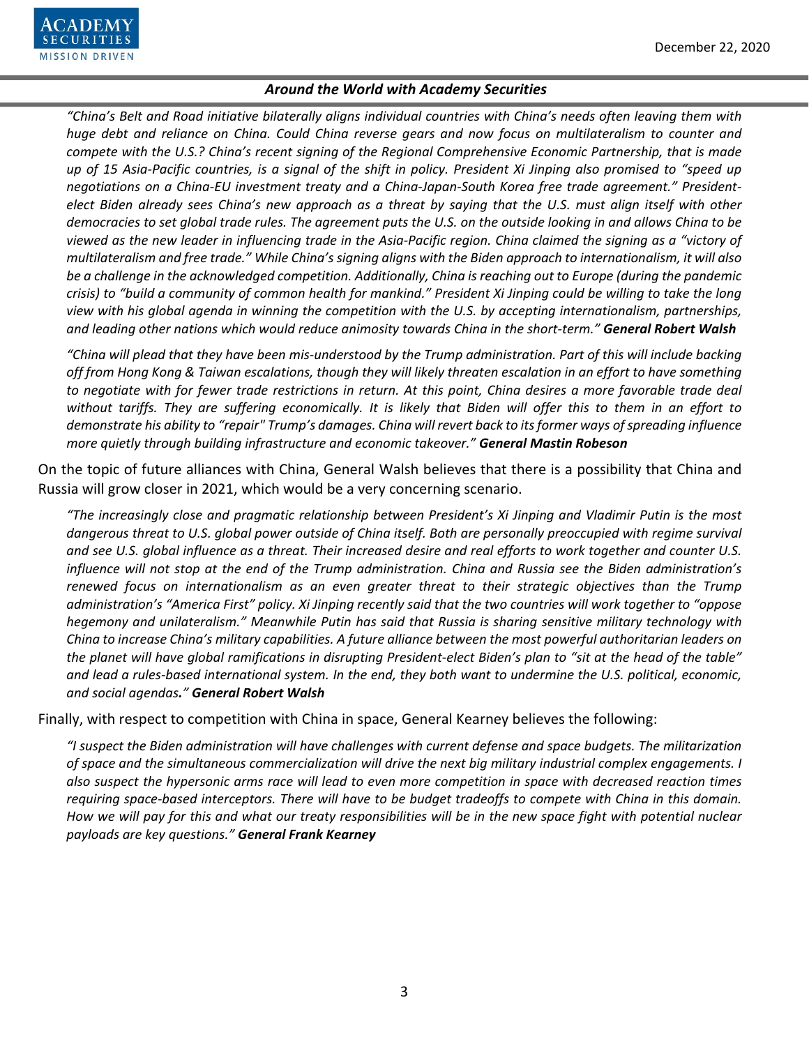*"China's Belt and Road initiative bilaterally aligns individual countries with China's needs often leaving them with huge debt and reliance on China. Could China reverse gears and now focus on multilateralism to counter and compete with the U.S.? China's recent signing of the Regional Comprehensive Economic Partnership, that is made up of 15 Asia-Pacific countries, is a signal of the shift in policy. President Xi Jinping also promised to "speed up negotiations on a China-EU investment treaty and a China-Japan-South Korea free trade agreement." President-elect Biden already sees China's new approach as a threat by saying that the U.S. must align itself with other democracies to set global trade rules. The agreement puts the U.S. on the outside looking in and allows China to be viewed as the new leader in influencing trade in the Asia-Pacific region. China claimed the signing as a "victory of multilateralism and free trade." While China's signing aligns with the Biden approach to internationalism, it will also be a challenge in the acknowledged competition. Additionally, China is reaching out to Europe (during the pandemic crisis) to "build a community of common health for mankind." President Xi Jinping could be willing to take the long view with his global agenda in winning the competition with the U.S. by accepting internationalism, partnerships, and leading other nations which would reduce animosity towards China in the short-term."* ***General Robert Walsh***

*"China will plead that they have been mis-understood by the Trump administration. Part of this will include backing off from Hong Kong & Taiwan escalations, though they will likely threaten escalation in an effort to have something to negotiate with for fewer trade restrictions in return. At this point, China desires a more favorable trade deal without tariffs. They are suffering economically. It is likely that Biden will offer this to them in an effort to demonstrate his ability to "repair" Trump's damages. China will revert back to its former ways of spreading influence more quietly through building infrastructure and economic takeover."* ***General Mastin Robeson***

On the topic of future alliances with China, General Walsh believes that there is a possibility that China and Russia will grow closer in 2021, which would be a very concerning scenario.

*"The increasingly close and pragmatic relationship between President's Xi Jinping and Vladimir Putin is the most dangerous threat to U.S. global power outside of China itself. Both are personally preoccupied with regime survival and see U.S. global influence as a threat. Their increased desire and real efforts to work together and counter U.S. influence will not stop at the end of the Trump administration. China and Russia see the Biden administration's renewed focus on internationalism as an even greater threat to their strategic objectives than the Trump administration's "America First" policy. Xi Jinping recently said that the two countries will work together to "oppose hegemony and unilateralism." Meanwhile Putin has said that Russia is sharing sensitive military technology with China to increase China's military capabilities. A future alliance between the most powerful authoritarian leaders on the planet will have global ramifications in disrupting President-elect Biden's plan to "sit at the head of the table" and lead a rules-based international system. In the end, they both want to undermine the U.S. political, economic, and social agendas."* ***General Robert Walsh***

Finally, with respect to competition with China in space, General Kearney believes the following:

*"I suspect the Biden administration will have challenges with current defense and space budgets. The militarization of space and the simultaneous commercialization will drive the next big military industrial complex engagements. I also suspect the hypersonic arms race will lead to even more competition in space with decreased reaction times requiring space-based interceptors. There will have to be budget tradeoffs to compete with China in this domain. How we will pay for this and what our treaty responsibilities will be in the new space fight with potential nuclear payloads are key questions."* ***General Frank Kearney***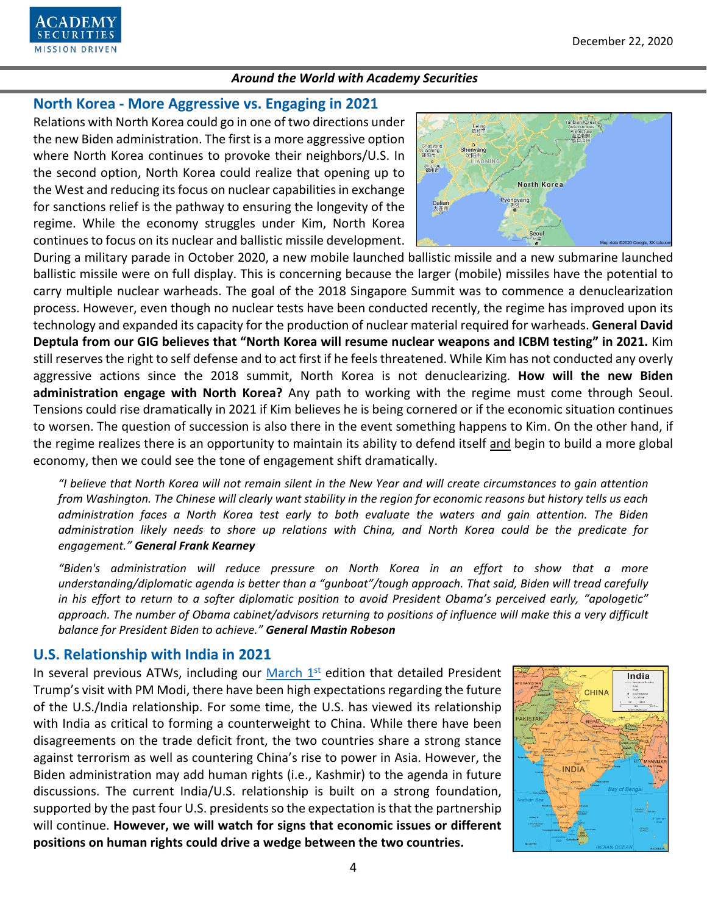## North Korea - More Aggressive vs. Engaging in 2021

Relations with North Korea could go in one of two directions under the new Biden administration. The first is a more aggressive option where North Korea continues to provoke their neighbors/U.S. In the second option, North Korea could realize that opening up to the West and reducing its focus on nuclear capabilities in exchange for sanctions relief is the pathway to ensuring the longevity of the regime. While the economy struggles under Kim, North Korea continues to focus on its nuclear and ballistic missile development. During a military parade in October 2020, a new mobile launched ballistic missile and a new submarine launched ballistic missile were on full display. This is concerning because the larger (mobile) missiles have the potential to carry multiple nuclear warheads. The goal of the 2018 Singapore Summit was to commence a denuclearization process. However, even though no nuclear tests have been conducted recently, the regime has improved upon its technology and expanded its capacity for the production of nuclear material required for warheads. **General David Deptula from our GIG believes that "North Korea will resume nuclear weapons and ICBM testing" in 2021.** Kim still reserves the right to self defense and to act first if he feels threatened. While Kim has not conducted any overly aggressive actions since the 2018 summit, North Korea is not denuclearizing. **How will the new Biden administration engage with North Korea?** Any path to working with the regime must come through Seoul. Tensions could rise dramatically in 2021 if Kim believes he is being cornered or if the economic situation continues to worsen. The question of succession is also there in the event something happens to Kim. On the other hand, if the regime realizes there is an opportunity to maintain its ability to defend itself and begin to build a more global economy, then we could see the tone of engagement shift dramatically.

*"I believe that North Korea will not remain silent in the New Year and will create circumstances to gain attention from Washington. The Chinese will clearly want stability in the region for economic reasons but history tells us each administration faces a North Korea test early to both evaluate the waters and gain attention. The Biden administration likely needs to shore up relations with China, and North Korea could be the predicate for engagement."* ***General Frank Kearney***

*"Biden's administration will reduce pressure on North Korea in an effort to show that a more understanding/diplomatic agenda is better than a "gunboat"/tough approach. That said, Biden will tread carefully in his effort to return to a softer diplomatic position to avoid President Obama's perceived early, "apologetic" approach. The number of Obama cabinet/advisors returning to positions of influence will make this a very difficult balance for President Biden to achieve."* ***General Mastin Robeson***

## U.S. Relationship with India in 2021

In several previous ATWs, including our March 1st edition that detailed President Trump's visit with PM Modi, there have been high expectations regarding the future of the U.S./India relationship. For some time, the U.S. has viewed its relationship with India as critical to forming a counterweight to China. While there have been disagreements on the trade deficit front, the two countries share a strong stance against terrorism as well as countering China's rise to power in Asia. However, the Biden administration may add human rights (i.e., Kashmir) to the agenda in future discussions. The current India/U.S. relationship is built on a strong foundation, supported by the past four U.S. presidents so the expectation is that the partnership will continue. **However, we will watch for signs that economic issues or different positions on human rights could drive a wedge between the two countries.**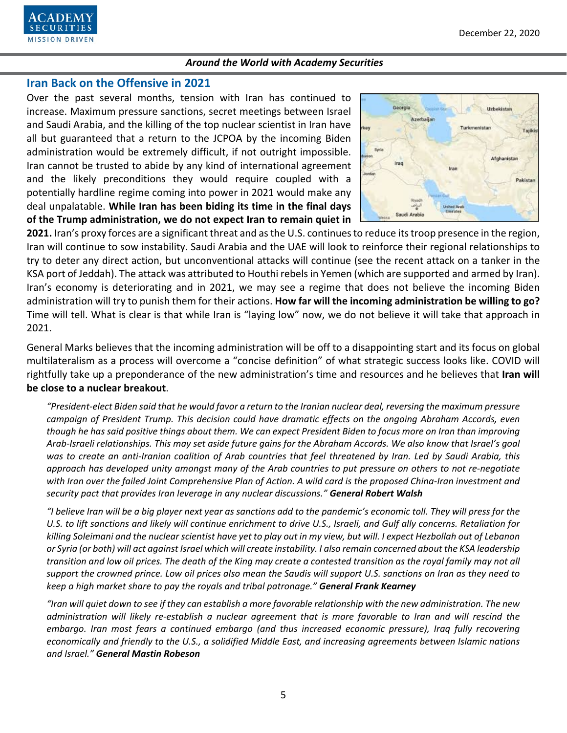## Iran Back on the Offensive in 2021

Over the past several months, tension with Iran has continued to increase. Maximum pressure sanctions, secret meetings between Israel and Saudi Arabia, and the killing of the top nuclear scientist in Iran have all but guaranteed that a return to the JCPOA by the incoming Biden administration would be extremely difficult, if not outright impossible. Iran cannot be trusted to abide by any kind of international agreement and the likely preconditions they would require coupled with a potentially hardline regime coming into power in 2021 would make any deal unpalatable. **While Iran has been biding its time in the final days of the Trump administration, we do not expect Iran to remain quiet in 2021.** Iran's proxy forces are a significant threat and as the U.S. continues to reduce its troop presence in the region, Iran will continue to sow instability. Saudi Arabia and the UAE will look to reinforce their regional relationships to try to deter any direct action, but unconventional attacks will continue (see the recent attack on a tanker in the KSA port of Jeddah). The attack was attributed to Houthi rebels in Yemen (which are supported and armed by Iran). Iran's economy is deteriorating and in 2021, we may see a regime that does not believe the incoming Biden administration will try to punish them for their actions. **How far will the incoming administration be willing to go?** Time will tell. What is clear is that while Iran is "laying low" now, we do not believe it will take that approach in 2021.

General Marks believes that the incoming administration will be off to a disappointing start and its focus on global multilateralism as a process will overcome a "concise definition" of what strategic success looks like. COVID will rightfully take up a preponderance of the new administration's time and resources and he believes that **Iran will be close to a nuclear breakout**.

*"President-elect Biden said that he would favor a return to the Iranian nuclear deal, reversing the maximum pressure campaign of President Trump. This decision could have dramatic effects on the ongoing Abraham Accords, even though he has said positive things about them. We can expect President Biden to focus more on Iran than improving Arab-Israeli relationships. This may set aside future gains for the Abraham Accords. We also know that Israel's goal was to create an anti-Iranian coalition of Arab countries that feel threatened by Iran. Led by Saudi Arabia, this approach has developed unity amongst many of the Arab countries to put pressure on others to not re-negotiate with Iran over the failed Joint Comprehensive Plan of Action. A wild card is the proposed China-Iran investment and security pact that provides Iran leverage in any nuclear discussions."* ***General Robert Walsh***

*"I believe Iran will be a big player next year as sanctions add to the pandemic's economic toll. They will press for the U.S. to lift sanctions and likely will continue enrichment to drive U.S., Israeli, and Gulf ally concerns. Retaliation for killing Soleimani and the nuclear scientist have yet to play out in my view, but will. I expect Hezbollah out of Lebanon or Syria (or both) will act against Israel which will create instability. I also remain concerned about the KSA leadership transition and low oil prices. The death of the King may create a contested transition as the royal family may not all support the crowned prince. Low oil prices also mean the Saudis will support U.S. sanctions on Iran as they need to keep a high market share to pay the royals and tribal patronage."* ***General Frank Kearney***

*"Iran will quiet down to see if they can establish a more favorable relationship with the new administration. The new administration will likely re-establish a nuclear agreement that is more favorable to Iran and will rescind the embargo. Iran most fears a continued embargo (and thus increased economic pressure), Iraq fully recovering economically and friendly to the U.S., a solidified Middle East, and increasing agreements between Islamic nations and Israel."* ***General Mastin Robeson***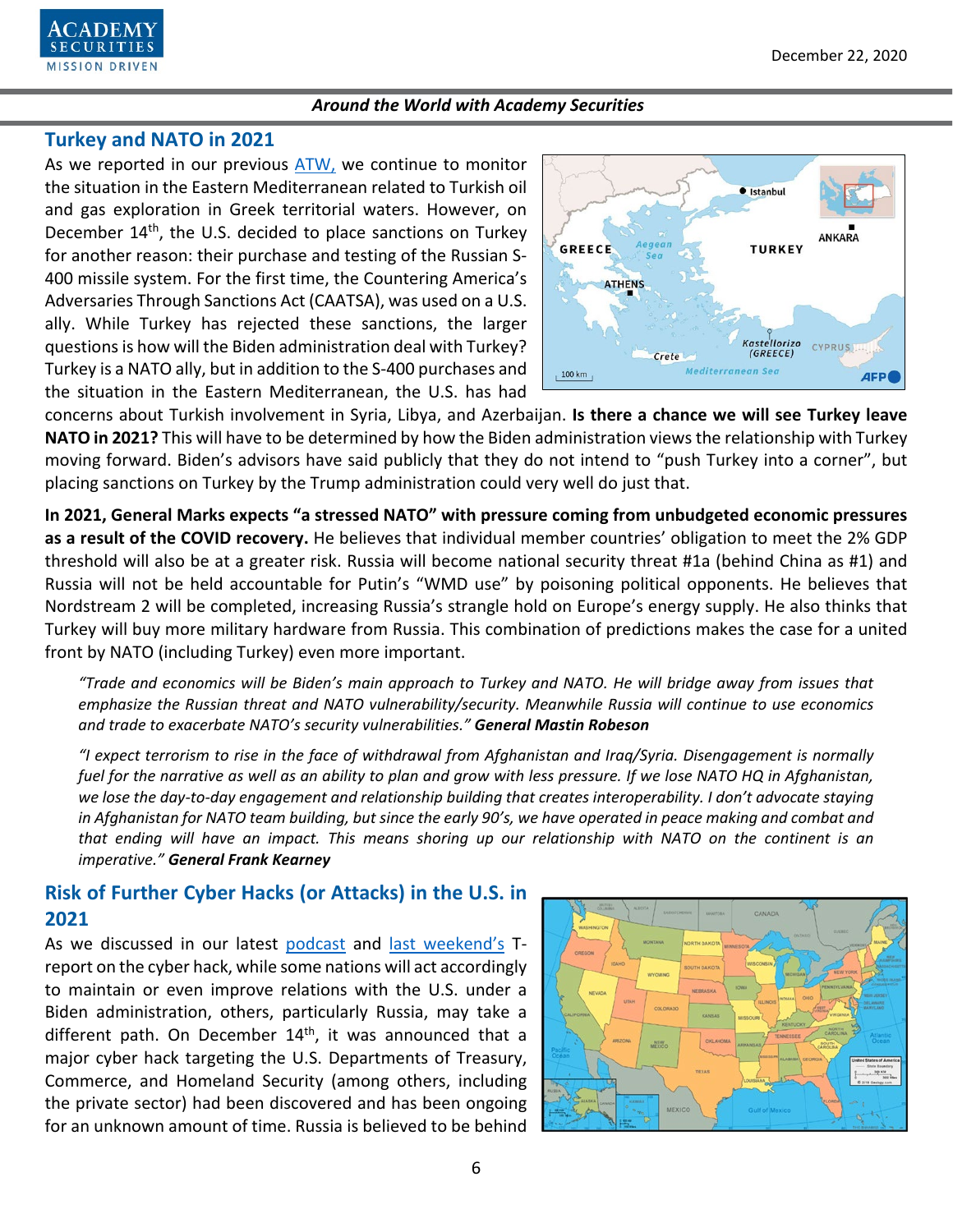## Turkey and NATO in 2021

As we reported in our previous ATW, we continue to monitor the situation in the Eastern Mediterranean related to Turkish oil and gas exploration in Greek territorial waters. However, on December 14th, the U.S. decided to place sanctions on Turkey for another reason: their purchase and testing of the Russian S-400 missile system. For the first time, the Countering America's Adversaries Through Sanctions Act (CAATSA), was used on a U.S. ally. While Turkey has rejected these sanctions, the larger questions is how will the Biden administration deal with Turkey? Turkey is a NATO ally, but in addition to the S-400 purchases and the situation in the Eastern Mediterranean, the U.S. has had concerns about Turkish involvement in Syria, Libya, and Azerbaijan. **Is there a chance we will see Turkey leave NATO in 2021?** This will have to be determined by how the Biden administration views the relationship with Turkey moving forward. Biden's advisors have said publicly that they do not intend to "push Turkey into a corner", but placing sanctions on Turkey by the Trump administration could very well do just that.

**In 2021, General Marks expects "a stressed NATO" with pressure coming from unbudgeted economic pressures as a result of the COVID recovery.** He believes that individual member countries' obligation to meet the 2% GDP threshold will also be at a greater risk. Russia will become national security threat #1a (behind China as #1) and Russia will not be held accountable for Putin's "WMD use" by poisoning political opponents. He believes that Nordstream 2 will be completed, increasing Russia's strangle hold on Europe's energy supply. He also thinks that Turkey will buy more military hardware from Russia. This combination of predictions makes the case for a united front by NATO (including Turkey) even more important.

> *"Trade and economics will be Biden's main approach to Turkey and NATO. He will bridge away from issues that emphasize the Russian threat and NATO vulnerability/security. Meanwhile Russia will continue to use economics and trade to exacerbate NATO's security vulnerabilities."* ***General Mastin Robeson***

> *"I expect terrorism to rise in the face of withdrawal from Afghanistan and Iraq/Syria. Disengagement is normally fuel for the narrative as well as an ability to plan and grow with less pressure. If we lose NATO HQ in Afghanistan, we lose the day-to-day engagement and relationship building that creates interoperability. I don't advocate staying in Afghanistan for NATO team building, but since the early 90's, we have operated in peace making and combat and that ending will have an impact. This means shoring up our relationship with NATO on the continent is an imperative."* ***General Frank Kearney***

## Risk of Further Cyber Hacks (or Attacks) in the U.S. in 2021

As we discussed in our latest podcast and last weekend's T-report on the cyber hack, while some nations will act accordingly to maintain or even improve relations with the U.S. under a Biden administration, others, particularly Russia, may take a different path. On December 14th, it was announced that a major cyber hack targeting the U.S. Departments of Treasury, Commerce, and Homeland Security (among others, including the private sector) had been discovered and has been ongoing for an unknown amount of time. Russia is believed to be behind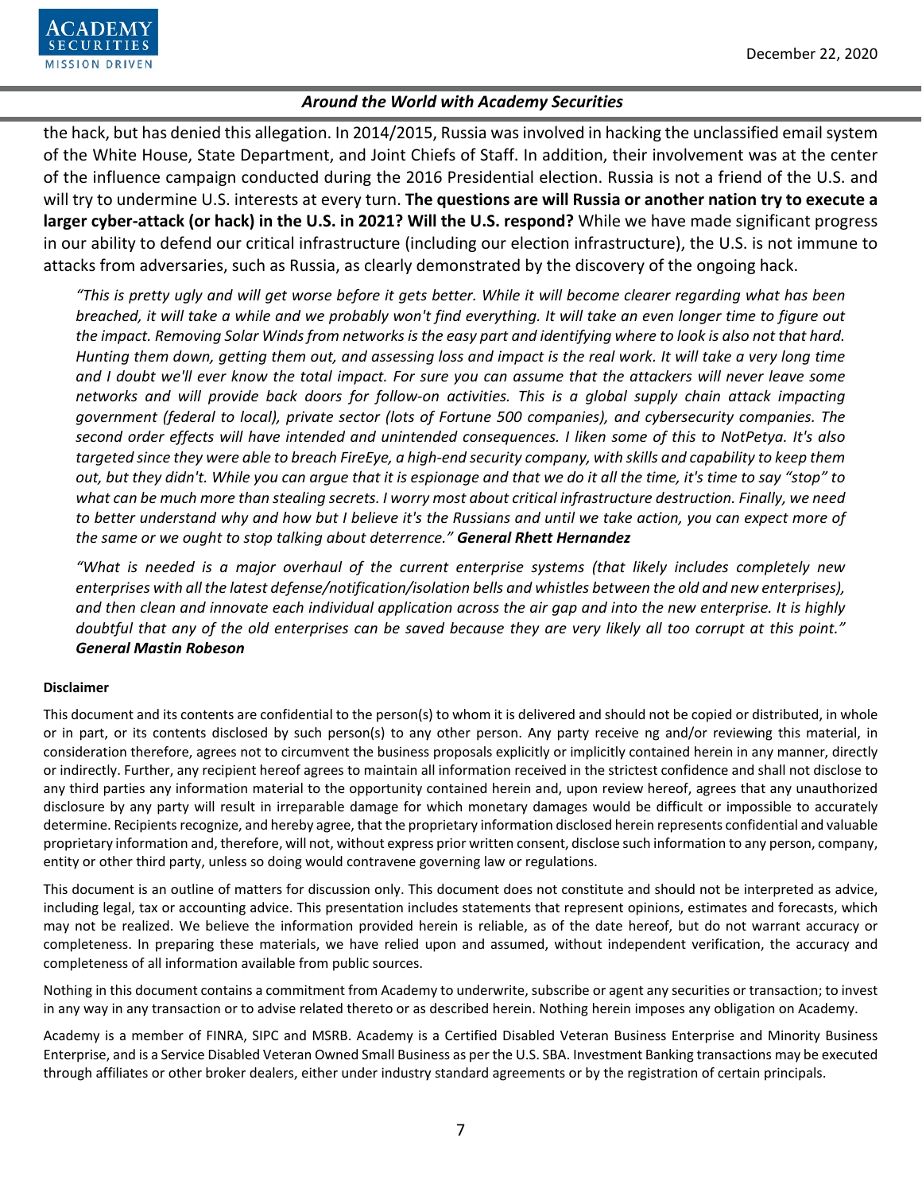the hack, but has denied this allegation. In 2014/2015, Russia was involved in hacking the unclassified email system of the White House, State Department, and Joint Chiefs of Staff. In addition, their involvement was at the center of the influence campaign conducted during the 2016 Presidential election. Russia is not a friend of the U.S. and will try to undermine U.S. interests at every turn. **The questions are will Russia or another nation try to execute a larger cyber-attack (or hack) in the U.S. in 2021? Will the U.S. respond?** While we have made significant progress in our ability to defend our critical infrastructure (including our election infrastructure), the U.S. is not immune to attacks from adversaries, such as Russia, as clearly demonstrated by the discovery of the ongoing hack.

> *"This is pretty ugly and will get worse before it gets better. While it will become clearer regarding what has been breached, it will take a while and we probably won't find everything. It will take an even longer time to figure out the impact. Removing Solar Winds from networks is the easy part and identifying where to look is also not that hard. Hunting them down, getting them out, and assessing loss and impact is the real work. It will take a very long time and I doubt we'll ever know the total impact. For sure you can assume that the attackers will never leave some networks and will provide back doors for follow-on activities. This is a global supply chain attack impacting government (federal to local), private sector (lots of Fortune 500 companies), and cybersecurity companies. The second order effects will have intended and unintended consequences. I liken some of this to NotPetya. It's also targeted since they were able to breach FireEye, a high-end security company, with skills and capability to keep them out, but they didn't. While you can argue that it is espionage and that we do it all the time, it's time to say "stop" to what can be much more than stealing secrets. I worry most about critical infrastructure destruction. Finally, we need to better understand why and how but I believe it's the Russians and until we take action, you can expect more of the same or we ought to stop talking about deterrence."* ***General Rhett Hernandez***

> *"What is needed is a major overhaul of the current enterprise systems (that likely includes completely new enterprises with all the latest defense/notification/isolation bells and whistles between the old and new enterprises), and then clean and innovate each individual application across the air gap and into the new enterprise. It is highly doubtful that any of the old enterprises can be saved because they are very likely all too corrupt at this point."* ***General Mastin Robeson***

**Disclaimer**

This document and its contents are confidential to the person(s) to whom it is delivered and should not be copied or distributed, in whole or in part, or its contents disclosed by such person(s) to any other person. Any party receive ng and/or reviewing this material, in consideration therefore, agrees not to circumvent the business proposals explicitly or implicitly contained herein in any manner, directly or indirectly. Further, any recipient hereof agrees to maintain all information received in the strictest confidence and shall not disclose to any third parties any information material to the opportunity contained herein and, upon review hereof, agrees that any unauthorized disclosure by any party will result in irreparable damage for which monetary damages would be difficult or impossible to accurately determine. Recipients recognize, and hereby agree, that the proprietary information disclosed herein represents confidential and valuable proprietary information and, therefore, will not, without express prior written consent, disclose such information to any person, company, entity or other third party, unless so doing would contravene governing law or regulations.

This document is an outline of matters for discussion only. This document does not constitute and should not be interpreted as advice, including legal, tax or accounting advice. This presentation includes statements that represent opinions, estimates and forecasts, which may not be realized. We believe the information provided herein is reliable, as of the date hereof, but do not warrant accuracy or completeness. In preparing these materials, we have relied upon and assumed, without independent verification, the accuracy and completeness of all information available from public sources.

Nothing in this document contains a commitment from Academy to underwrite, subscribe or agent any securities or transaction; to invest in any way in any transaction or to advise related thereto or as described herein. Nothing herein imposes any obligation on Academy.

Academy is a member of FINRA, SIPC and MSRB. Academy is a Certified Disabled Veteran Business Enterprise and Minority Business Enterprise, and is a Service Disabled Veteran Owned Small Business as per the U.S. SBA. Investment Banking transactions may be executed through affiliates or other broker dealers, either under industry standard agreements or by the registration of certain principals.